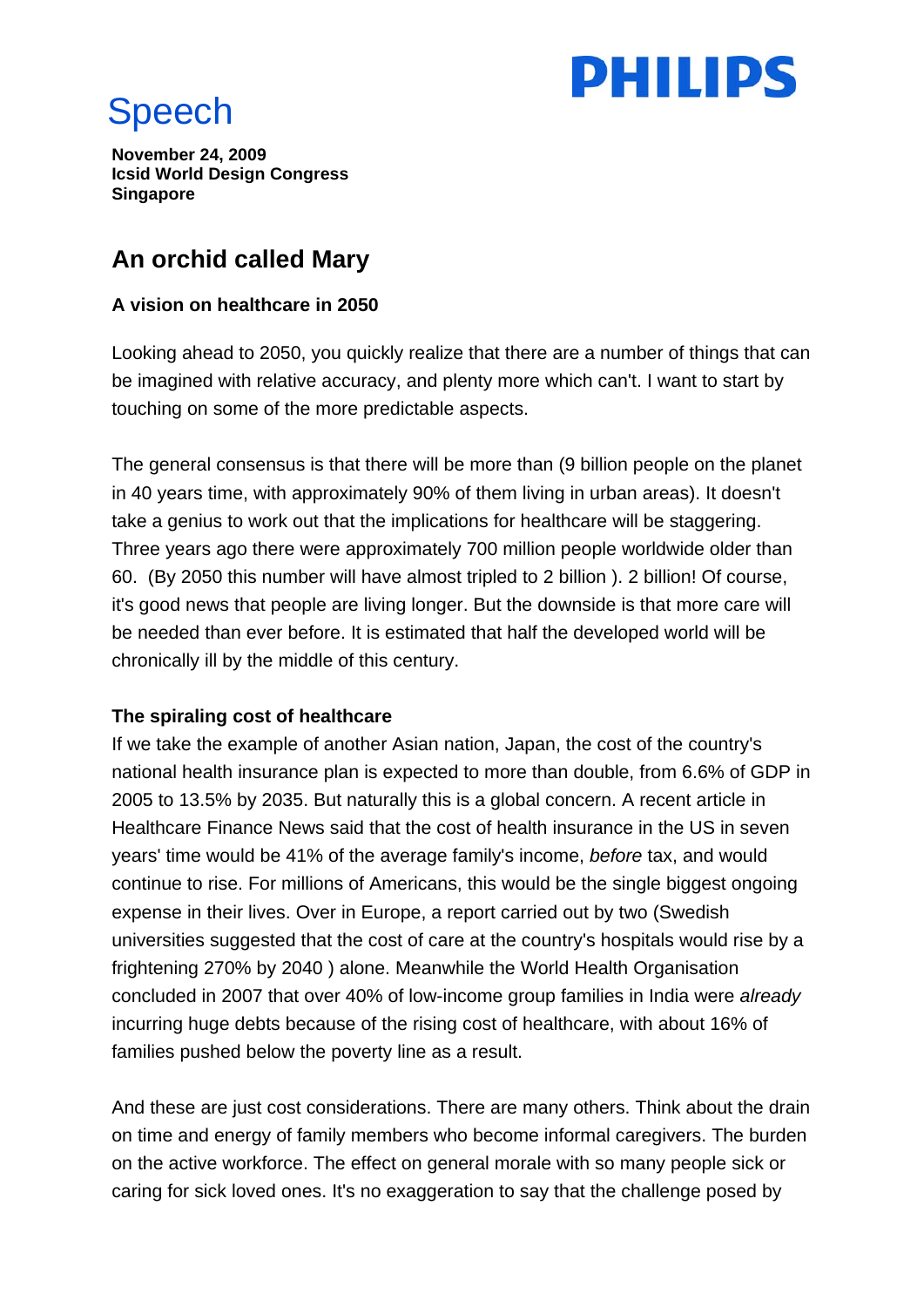# Speech

**November 24, 2009**
**Icsid World Design Congress**
**Singapore**

## An orchid called Mary

### A vision on healthcare in 2050

Looking ahead to 2050, you quickly realize that there are a number of things that can be imagined with relative accuracy, and plenty more which can't. I want to start by touching on some of the more predictable aspects.

The general consensus is that there will be more than (9 billion people on the planet in 40 years time, with approximately 90% of them living in urban areas). It doesn't take a genius to work out that the implications for healthcare will be staggering. Three years ago there were approximately 700 million people worldwide older than 60. (By 2050 this number will have almost tripled to 2 billion ). 2 billion! Of course, it's good news that people are living longer. But the downside is that more care will be needed than ever before. It is estimated that half the developed world will be chronically ill by the middle of this century.

**The spiraling cost of healthcare**

If we take the example of another Asian nation, Japan, the cost of the country's national health insurance plan is expected to more than double, from 6.6% of GDP in 2005 to 13.5% by 2035. But naturally this is a global concern. A recent article in Healthcare Finance News said that the cost of health insurance in the US in seven years' time would be 41% of the average family's income, *before* tax, and would continue to rise. For millions of Americans, this would be the single biggest ongoing expense in their lives. Over in Europe, a report carried out by two (Swedish universities suggested that the cost of care at the country's hospitals would rise by a frightening 270% by 2040 ) alone. Meanwhile the World Health Organisation concluded in 2007 that over 40% of low-income group families in India were *already* incurring huge debts because of the rising cost of healthcare, with about 16% of families pushed below the poverty line as a result.

And these are just cost considerations. There are many others. Think about the drain on time and energy of family members who become informal caregivers. The burden on the active workforce. The effect on general morale with so many people sick or caring for sick loved ones. It's no exaggeration to say that the challenge posed by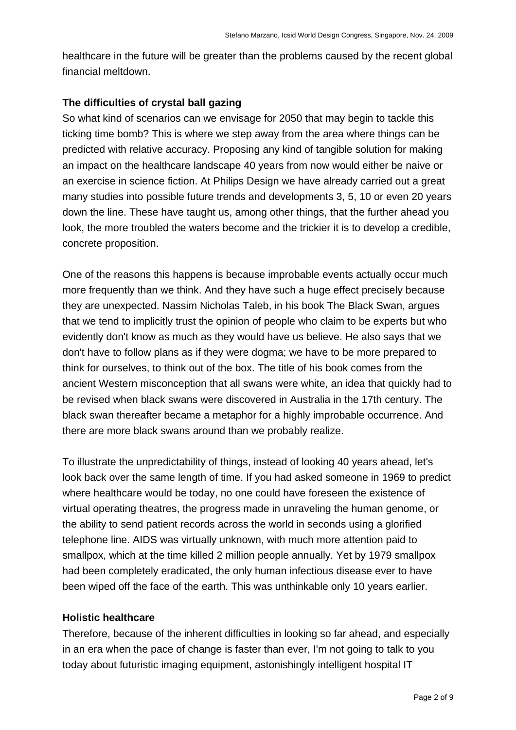healthcare in the future will be greater than the problems caused by the recent global financial meltdown.

## The difficulties of crystal ball gazing

So what kind of scenarios can we envisage for 2050 that may begin to tackle this ticking time bomb? This is where we step away from the area where things can be predicted with relative accuracy. Proposing any kind of tangible solution for making an impact on the healthcare landscape 40 years from now would either be naive or an exercise in science fiction. At Philips Design we have already carried out a great many studies into possible future trends and developments 3, 5, 10 or even 20 years down the line. These have taught us, among other things, that the further ahead you look, the more troubled the waters become and the trickier it is to develop a credible, concrete proposition.

One of the reasons this happens is because improbable events actually occur much more frequently than we think. And they have such a huge effect precisely because they are unexpected. Nassim Nicholas Taleb, in his book The Black Swan, argues that we tend to implicitly trust the opinion of people who claim to be experts but who evidently don't know as much as they would have us believe. He also says that we don't have to follow plans as if they were dogma; we have to be more prepared to think for ourselves, to think out of the box. The title of his book comes from the ancient Western misconception that all swans were white, an idea that quickly had to be revised when black swans were discovered in Australia in the 17th century. The black swan thereafter became a metaphor for a highly improbable occurrence. And there are more black swans around than we probably realize.

To illustrate the unpredictability of things, instead of looking 40 years ahead, let's look back over the same length of time. If you had asked someone in 1969 to predict where healthcare would be today, no one could have foreseen the existence of virtual operating theatres, the progress made in unraveling the human genome, or the ability to send patient records across the world in seconds using a glorified telephone line. AIDS was virtually unknown, with much more attention paid to smallpox, which at the time killed 2 million people annually. Yet by 1979 smallpox had been completely eradicated, the only human infectious disease ever to have been wiped off the face of the earth. This was unthinkable only 10 years earlier.

## Holistic healthcare

Therefore, because of the inherent difficulties in looking so far ahead, and especially in an era when the pace of change is faster than ever, I'm not going to talk to you today about futuristic imaging equipment, astonishingly intelligent hospital IT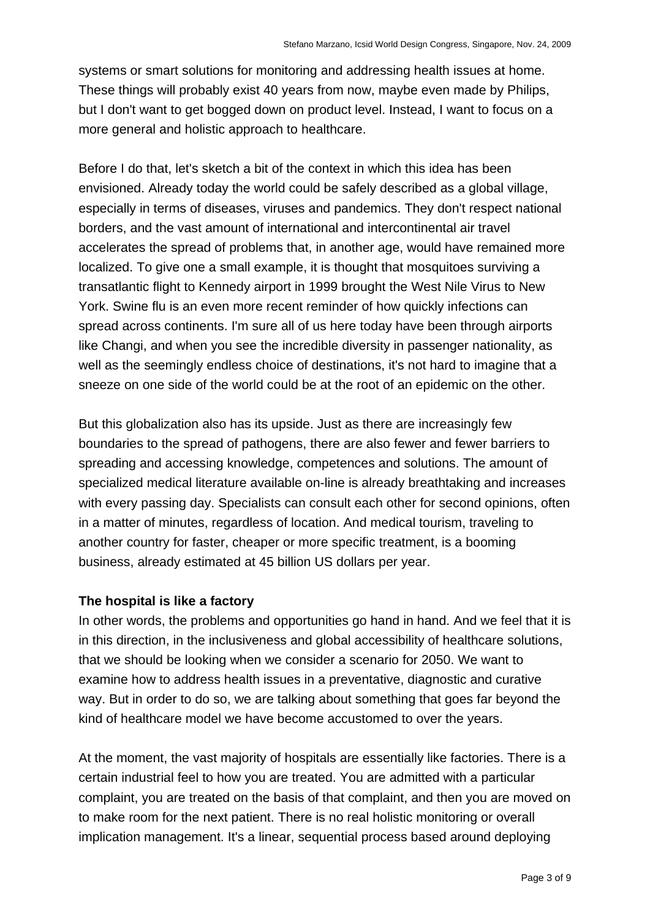systems or smart solutions for monitoring and addressing health issues at home. These things will probably exist 40 years from now, maybe even made by Philips, but I don't want to get bogged down on product level. Instead, I want to focus on a more general and holistic approach to healthcare.

Before I do that, let's sketch a bit of the context in which this idea has been envisioned. Already today the world could be safely described as a global village, especially in terms of diseases, viruses and pandemics. They don't respect national borders, and the vast amount of international and intercontinental air travel accelerates the spread of problems that, in another age, would have remained more localized. To give one a small example, it is thought that mosquitoes surviving a transatlantic flight to Kennedy airport in 1999 brought the West Nile Virus to New York. Swine flu is an even more recent reminder of how quickly infections can spread across continents. I'm sure all of us here today have been through airports like Changi, and when you see the incredible diversity in passenger nationality, as well as the seemingly endless choice of destinations, it's not hard to imagine that a sneeze on one side of the world could be at the root of an epidemic on the other.

But this globalization also has its upside. Just as there are increasingly few boundaries to the spread of pathogens, there are also fewer and fewer barriers to spreading and accessing knowledge, competences and solutions. The amount of specialized medical literature available on-line is already breathtaking and increases with every passing day. Specialists can consult each other for second opinions, often in a matter of minutes, regardless of location. And medical tourism, traveling to another country for faster, cheaper or more specific treatment, is a booming business, already estimated at 45 billion US dollars per year.

**The hospital is like a factory**

In other words, the problems and opportunities go hand in hand. And we feel that it is in this direction, in the inclusiveness and global accessibility of healthcare solutions, that we should be looking when we consider a scenario for 2050. We want to examine how to address health issues in a preventative, diagnostic and curative way. But in order to do so, we are talking about something that goes far beyond the kind of healthcare model we have become accustomed to over the years.

At the moment, the vast majority of hospitals are essentially like factories. There is a certain industrial feel to how you are treated. You are admitted with a particular complaint, you are treated on the basis of that complaint, and then you are moved on to make room for the next patient. There is no real holistic monitoring or overall implication management. It's a linear, sequential process based around deploying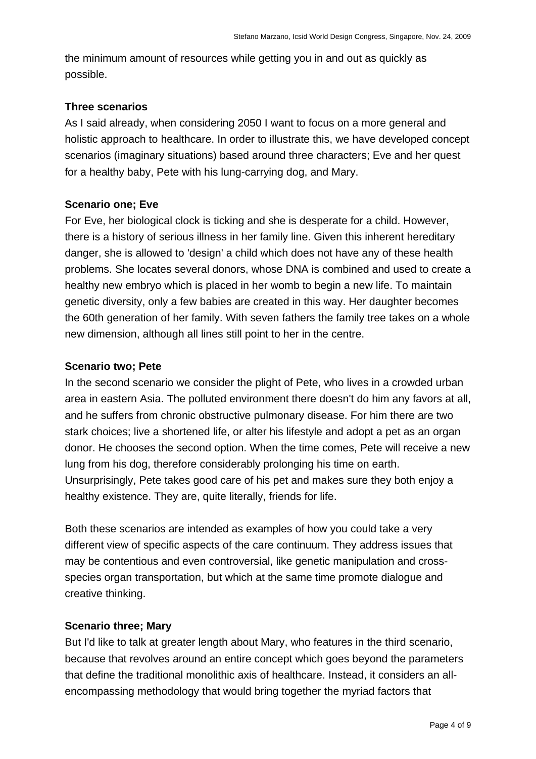the minimum amount of resources while getting you in and out as quickly as possible.

**Three scenarios**

As I said already, when considering 2050 I want to focus on a more general and holistic approach to healthcare. In order to illustrate this, we have developed concept scenarios (imaginary situations) based around three characters; Eve and her quest for a healthy baby, Pete with his lung-carrying dog, and Mary.

**Scenario one; Eve**

For Eve, her biological clock is ticking and she is desperate for a child. However, there is a history of serious illness in her family line. Given this inherent hereditary danger, she is allowed to 'design' a child which does not have any of these health problems. She locates several donors, whose DNA is combined and used to create a healthy new embryo which is placed in her womb to begin a new life. To maintain genetic diversity, only a few babies are created in this way. Her daughter becomes the 60th generation of her family. With seven fathers the family tree takes on a whole new dimension, although all lines still point to her in the centre.

**Scenario two; Pete**

In the second scenario we consider the plight of Pete, who lives in a crowded urban area in eastern Asia. The polluted environment there doesn't do him any favors at all, and he suffers from chronic obstructive pulmonary disease. For him there are two stark choices; live a shortened life, or alter his lifestyle and adopt a pet as an organ donor. He chooses the second option. When the time comes, Pete will receive a new lung from his dog, therefore considerably prolonging his time on earth. Unsurprisingly, Pete takes good care of his pet and makes sure they both enjoy a healthy existence. They are, quite literally, friends for life.

Both these scenarios are intended as examples of how you could take a very different view of specific aspects of the care continuum. They address issues that may be contentious and even controversial, like genetic manipulation and cross-species organ transportation, but which at the same time promote dialogue and creative thinking.

**Scenario three; Mary**

But I'd like to talk at greater length about Mary, who features in the third scenario, because that revolves around an entire concept which goes beyond the parameters that define the traditional monolithic axis of healthcare. Instead, it considers an all-encompassing methodology that would bring together the myriad factors that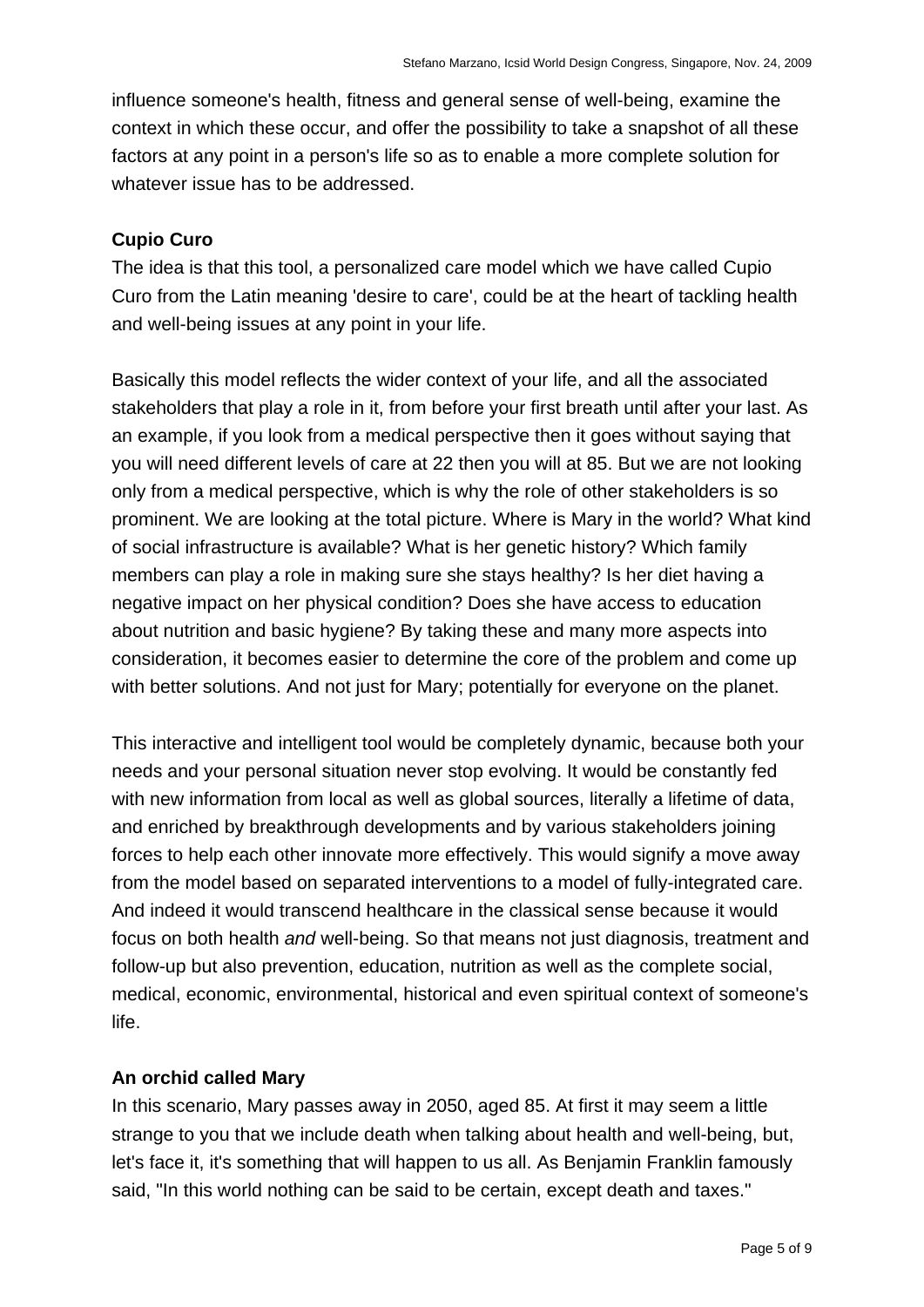influence someone's health, fitness and general sense of well-being, examine the context in which these occur, and offer the possibility to take a snapshot of all these factors at any point in a person's life so as to enable a more complete solution for whatever issue has to be addressed.

**Cupio Curo**

The idea is that this tool, a personalized care model which we have called Cupio Curo from the Latin meaning 'desire to care', could be at the heart of tackling health and well-being issues at any point in your life.

Basically this model reflects the wider context of your life, and all the associated stakeholders that play a role in it, from before your first breath until after your last. As an example, if you look from a medical perspective then it goes without saying that you will need different levels of care at 22 then you will at 85. But we are not looking only from a medical perspective, which is why the role of other stakeholders is so prominent. We are looking at the total picture. Where is Mary in the world? What kind of social infrastructure is available? What is her genetic history? Which family members can play a role in making sure she stays healthy? Is her diet having a negative impact on her physical condition? Does she have access to education about nutrition and basic hygiene? By taking these and many more aspects into consideration, it becomes easier to determine the core of the problem and come up with better solutions. And not just for Mary; potentially for everyone on the planet.

This interactive and intelligent tool would be completely dynamic, because both your needs and your personal situation never stop evolving. It would be constantly fed with new information from local as well as global sources, literally a lifetime of data, and enriched by breakthrough developments and by various stakeholders joining forces to help each other innovate more effectively. This would signify a move away from the model based on separated interventions to a model of fully-integrated care. And indeed it would transcend healthcare in the classical sense because it would focus on both health *and* well-being. So that means not just diagnosis, treatment and follow-up but also prevention, education, nutrition as well as the complete social, medical, economic, environmental, historical and even spiritual context of someone's life.

**An orchid called Mary**

In this scenario, Mary passes away in 2050, aged 85. At first it may seem a little strange to you that we include death when talking about health and well-being, but, let's face it, it's something that will happen to us all. As Benjamin Franklin famously said, "In this world nothing can be said to be certain, except death and taxes."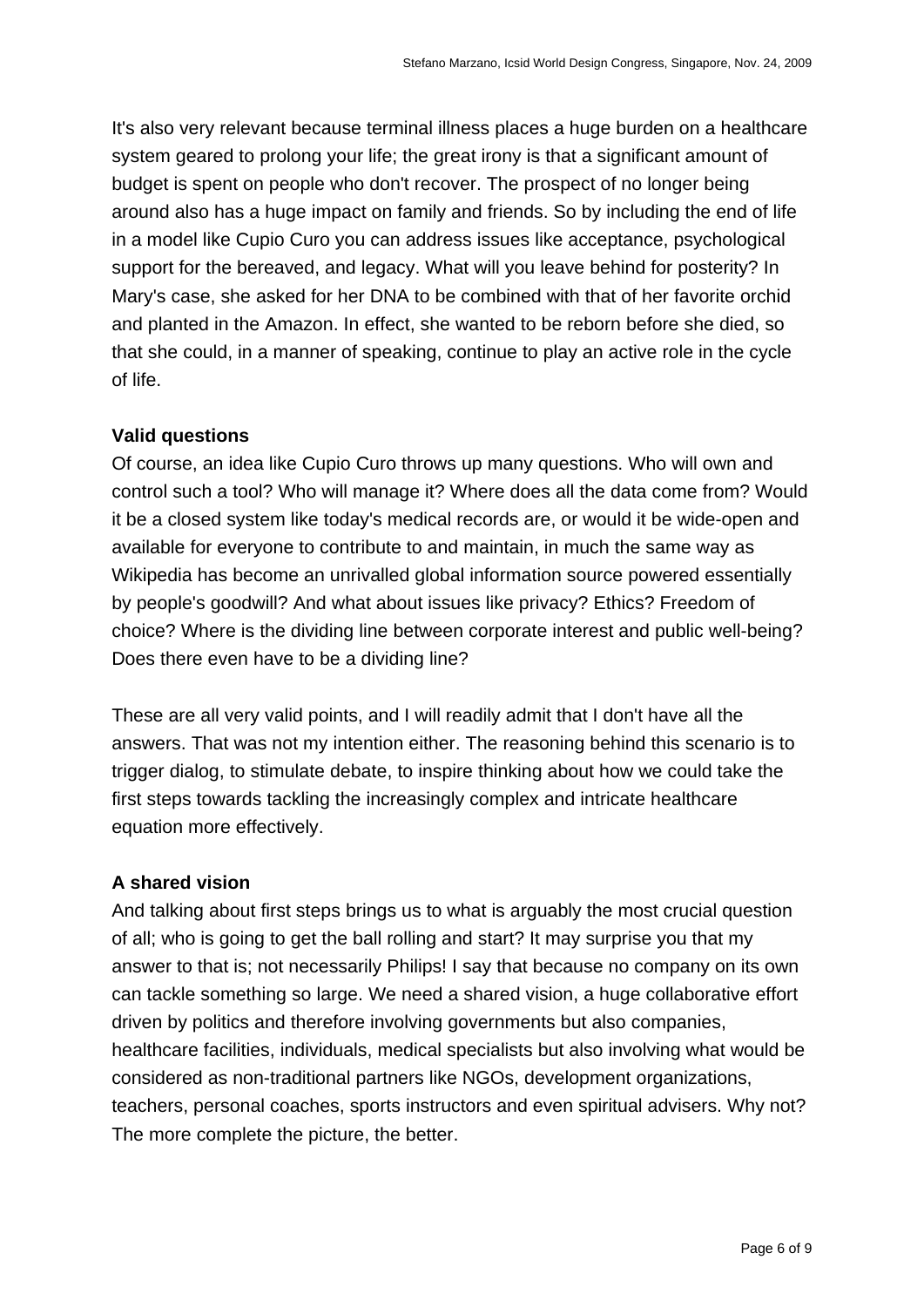It's also very relevant because terminal illness places a huge burden on a healthcare system geared to prolong your life; the great irony is that a significant amount of budget is spent on people who don't recover. The prospect of no longer being around also has a huge impact on family and friends. So by including the end of life in a model like Cupio Curo you can address issues like acceptance, psychological support for the bereaved, and legacy. What will you leave behind for posterity? In Mary's case, she asked for her DNA to be combined with that of her favorite orchid and planted in the Amazon. In effect, she wanted to be reborn before she died, so that she could, in a manner of speaking, continue to play an active role in the cycle of life.

**Valid questions**

Of course, an idea like Cupio Curo throws up many questions. Who will own and control such a tool? Who will manage it? Where does all the data come from? Would it be a closed system like today's medical records are, or would it be wide-open and available for everyone to contribute to and maintain, in much the same way as Wikipedia has become an unrivalled global information source powered essentially by people's goodwill? And what about issues like privacy? Ethics? Freedom of choice? Where is the dividing line between corporate interest and public well-being? Does there even have to be a dividing line?

These are all very valid points, and I will readily admit that I don't have all the answers. That was not my intention either. The reasoning behind this scenario is to trigger dialog, to stimulate debate, to inspire thinking about how we could take the first steps towards tackling the increasingly complex and intricate healthcare equation more effectively.

**A shared vision**

And talking about first steps brings us to what is arguably the most crucial question of all; who is going to get the ball rolling and start? It may surprise you that my answer to that is; not necessarily Philips! I say that because no company on its own can tackle something so large. We need a shared vision, a huge collaborative effort driven by politics and therefore involving governments but also companies, healthcare facilities, individuals, medical specialists but also involving what would be considered as non-traditional partners like NGOs, development organizations, teachers, personal coaches, sports instructors and even spiritual advisers. Why not? The more complete the picture, the better.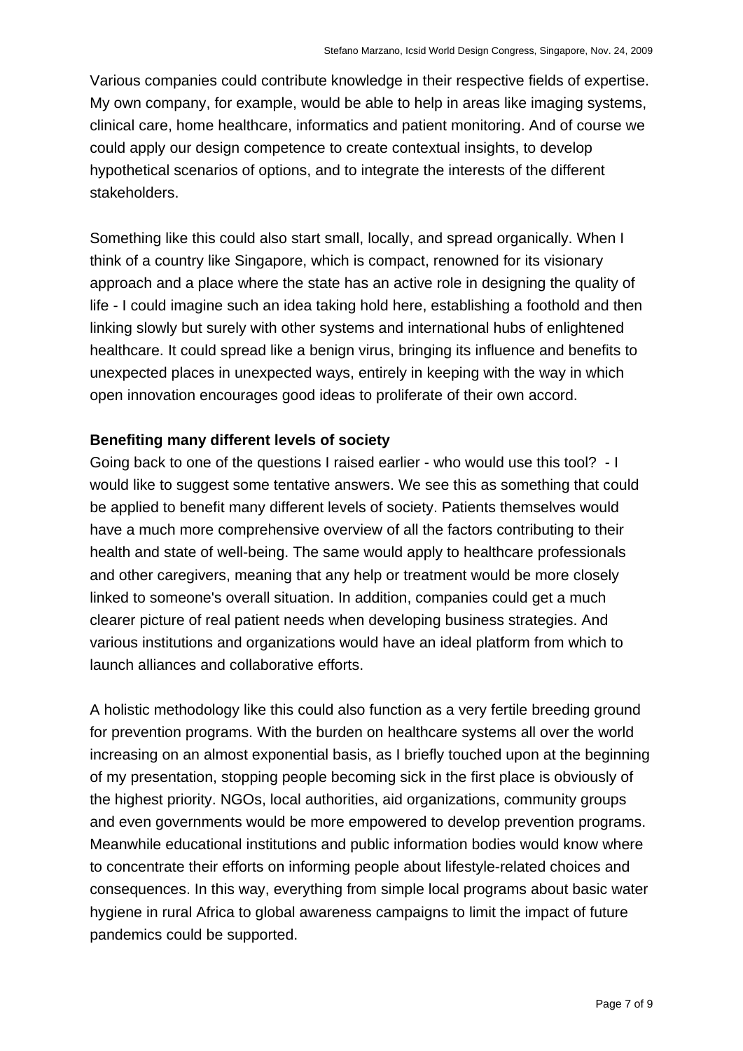Various companies could contribute knowledge in their respective fields of expertise. My own company, for example, would be able to help in areas like imaging systems, clinical care, home healthcare, informatics and patient monitoring. And of course we could apply our design competence to create contextual insights, to develop hypothetical scenarios of options, and to integrate the interests of the different stakeholders.

Something like this could also start small, locally, and spread organically. When I think of a country like Singapore, which is compact, renowned for its visionary approach and a place where the state has an active role in designing the quality of life - I could imagine such an idea taking hold here, establishing a foothold and then linking slowly but surely with other systems and international hubs of enlightened healthcare. It could spread like a benign virus, bringing its influence and benefits to unexpected places in unexpected ways, entirely in keeping with the way in which open innovation encourages good ideas to proliferate of their own accord.

**Benefiting many different levels of society**

Going back to one of the questions I raised earlier - who would use this tool? - I would like to suggest some tentative answers. We see this as something that could be applied to benefit many different levels of society. Patients themselves would have a much more comprehensive overview of all the factors contributing to their health and state of well-being. The same would apply to healthcare professionals and other caregivers, meaning that any help or treatment would be more closely linked to someone's overall situation. In addition, companies could get a much clearer picture of real patient needs when developing business strategies. And various institutions and organizations would have an ideal platform from which to launch alliances and collaborative efforts.

A holistic methodology like this could also function as a very fertile breeding ground for prevention programs. With the burden on healthcare systems all over the world increasing on an almost exponential basis, as I briefly touched upon at the beginning of my presentation, stopping people becoming sick in the first place is obviously of the highest priority. NGOs, local authorities, aid organizations, community groups and even governments would be more empowered to develop prevention programs. Meanwhile educational institutions and public information bodies would know where to concentrate their efforts on informing people about lifestyle-related choices and consequences. In this way, everything from simple local programs about basic water hygiene in rural Africa to global awareness campaigns to limit the impact of future pandemics could be supported.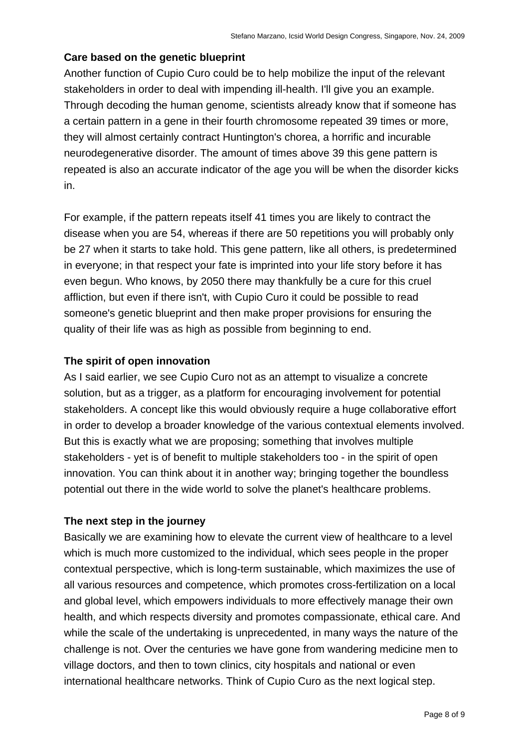**Care based on the genetic blueprint**

Another function of Cupio Curo could be to help mobilize the input of the relevant stakeholders in order to deal with impending ill-health. I'll give you an example. Through decoding the human genome, scientists already know that if someone has a certain pattern in a gene in their fourth chromosome repeated 39 times or more, they will almost certainly contract Huntington's chorea, a horrific and incurable neurodegenerative disorder. The amount of times above 39 this gene pattern is repeated is also an accurate indicator of the age you will be when the disorder kicks in.

For example, if the pattern repeats itself 41 times you are likely to contract the disease when you are 54, whereas if there are 50 repetitions you will probably only be 27 when it starts to take hold. This gene pattern, like all others, is predetermined in everyone; in that respect your fate is imprinted into your life story before it has even begun. Who knows, by 2050 there may thankfully be a cure for this cruel affliction, but even if there isn't, with Cupio Curo it could be possible to read someone's genetic blueprint and then make proper provisions for ensuring the quality of their life was as high as possible from beginning to end.

**The spirit of open innovation**

As I said earlier, we see Cupio Curo not as an attempt to visualize a concrete solution, but as a trigger, as a platform for encouraging involvement for potential stakeholders. A concept like this would obviously require a huge collaborative effort in order to develop a broader knowledge of the various contextual elements involved. But this is exactly what we are proposing; something that involves multiple stakeholders - yet is of benefit to multiple stakeholders too - in the spirit of open innovation. You can think about it in another way; bringing together the boundless potential out there in the wide world to solve the planet's healthcare problems.

**The next step in the journey**

Basically we are examining how to elevate the current view of healthcare to a level which is much more customized to the individual, which sees people in the proper contextual perspective, which is long-term sustainable, which maximizes the use of all various resources and competence, which promotes cross-fertilization on a local and global level, which empowers individuals to more effectively manage their own health, and which respects diversity and promotes compassionate, ethical care. And while the scale of the undertaking is unprecedented, in many ways the nature of the challenge is not. Over the centuries we have gone from wandering medicine men to village doctors, and then to town clinics, city hospitals and national or even international healthcare networks. Think of Cupio Curo as the next logical step.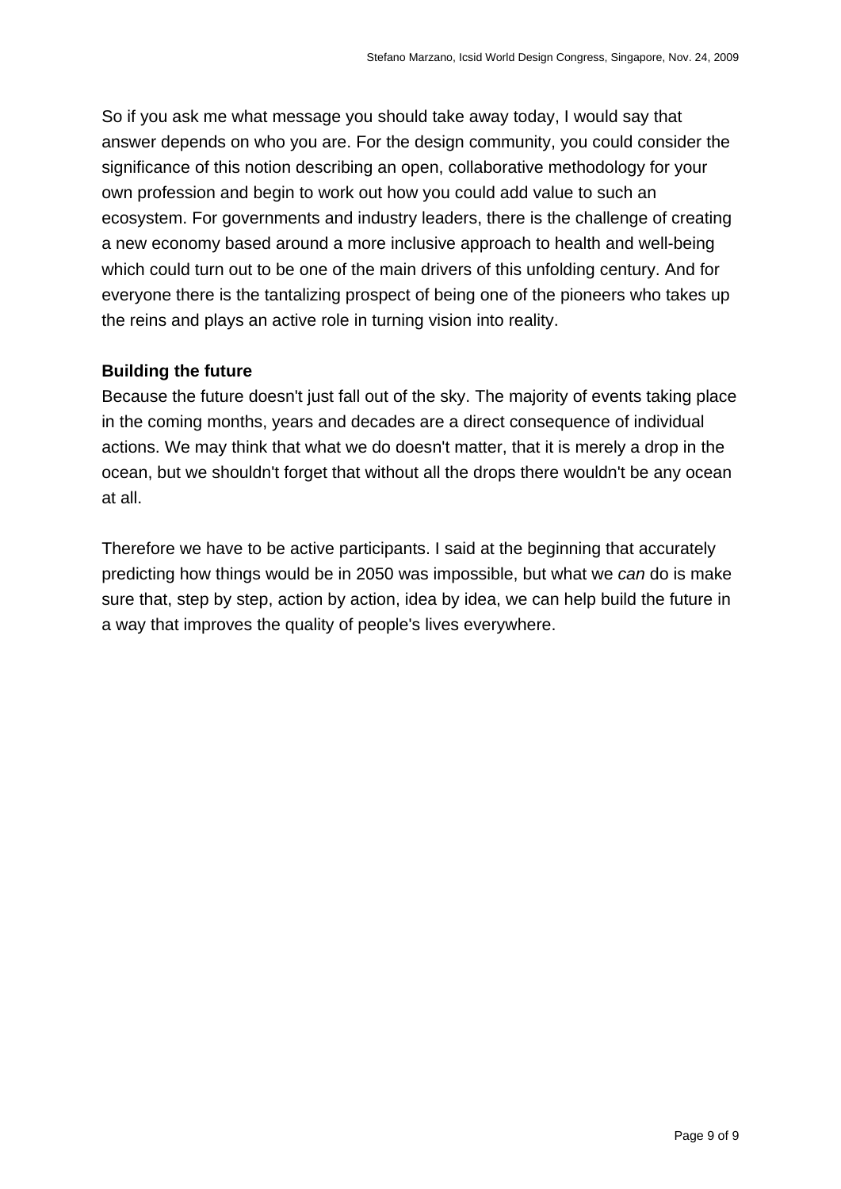So if you ask me what message you should take away today, I would say that answer depends on who you are. For the design community, you could consider the significance of this notion describing an open, collaborative methodology for your own profession and begin to work out how you could add value to such an ecosystem. For governments and industry leaders, there is the challenge of creating a new economy based around a more inclusive approach to health and well-being which could turn out to be one of the main drivers of this unfolding century. And for everyone there is the tantalizing prospect of being one of the pioneers who takes up the reins and plays an active role in turning vision into reality.

**Building the future**

Because the future doesn't just fall out of the sky. The majority of events taking place in the coming months, years and decades are a direct consequence of individual actions. We may think that what we do doesn't matter, that it is merely a drop in the ocean, but we shouldn't forget that without all the drops there wouldn't be any ocean at all.

Therefore we have to be active participants. I said at the beginning that accurately predicting how things would be in 2050 was impossible, but what we *can* do is make sure that, step by step, action by action, idea by idea, we can help build the future in a way that improves the quality of people's lives everywhere.